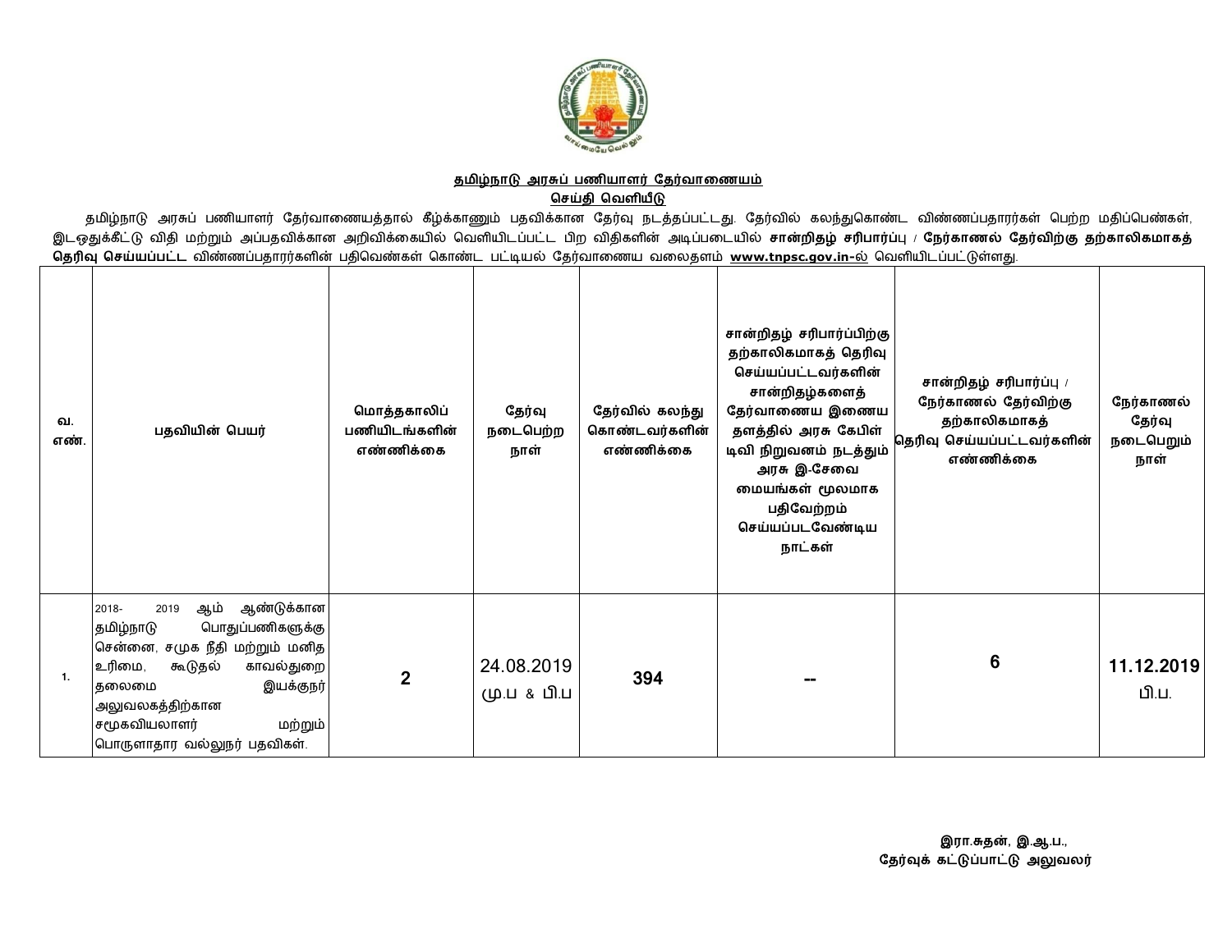## தமிழ்நாடு அரசுப் பணியாளர் தேர்வாணையம்

### செய்தி வெளியீடு

தமிழ்நாடு அரசுப் பணியாளர் தேர்வாணையத்தால் கீழ்க்காணும் பதவிக்கான தேர்வு நடத்தப்பட்டது. தேர்வில் கலந்துகொண்ட விண்ணப்பதாரர்கள் பெற்ற மதிப்பெண்கள், இடஒதுக்கீட்டு விதி மற்றும் அப்பதவிக்கான அறிவிக்கையில் வெளியிடப்பட்ட பிற விதிகளின் அடிப்படையில் **சான்றிதழ் சரிபார்ப்பு / நேர்காணல் தேர்விற்கு தற்காலிகமாகத் தெரிவு செய்யப்பட்ட** விண்ணப்பதாரர்களின் பதிவெண்கள் கொண்ட பட்டியல் தேர்வாணைய வலைதளம் **www.tnpsc.gov.in**-ல் வெளியிடப்பட்டுள்ளது.

| வ. எண். | பதவியின் பெயர் | மொத்தகாலிப் பணியிடங்களின் எண்ணிக்கை | தேர்வு நடைபெற்ற நாள் | தேர்வில் கலந்து கொண்டவர்களின் எண்ணிக்கை | சான்றிதழ் சரிபார்ப்பிற்கு தற்காலிகமாகத் தெரிவு செய்யப்பட்டவர்களின் சான்றிதழ்களைத் தேர்வாணைய இணைய தளத்தில் அரசு கேபிள் டிவி நிறுவனம் நடத்தும் அரசு இ-சேவை மையங்கள் மூலமாக பதிவேற்றம் செய்யப்படவேண்டிய நாட்கள் | சான்றிதழ் சரிபார்ப்பு / நேர்காணல் தேர்விற்கு தற்காலிகமாகத் தெரிவு செய்யப்பட்டவர்களின் எண்ணிக்கை | நேர்காணல் தேர்வு நடைபெறும் நாள் |
|---|---|---|---|---|---|---|---|
| 1. | 2018- 2019 ஆம் ஆண்டுக்கான தமிழ்நாடு பொதுப்பணிகளுக்கு சென்னை, சமுக நீதி மற்றும் மனித உரிமை, கூடுதல் காவல்துறை தலைமை இயக்குநர் அலுவலகத்திற்கான சமூகவியலாளர் மற்றும் பொருளாதார வல்லுநர் பதவிகள். | **2** | 24.08.2019 மு.ப & பி.ப | **394** | **--** | **6** | **11.12.2019** பி.ப. |

இரா.சுதன், இ.ஆ.ப.,
தேர்வுக் கட்டுப்பாட்டு அலுவலர்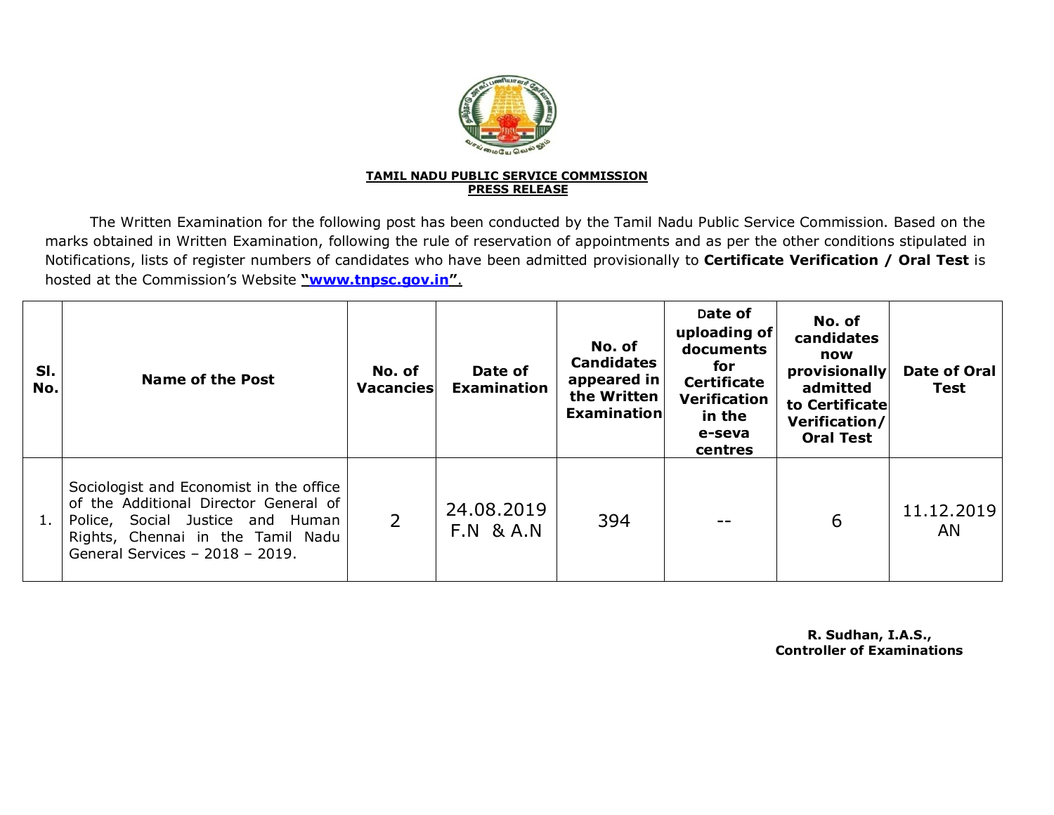**TAMIL NADU PUBLIC SERVICE COMMISSION**
**PRESS RELEASE**

The Written Examination for the following post has been conducted by the Tamil Nadu Public Service Commission. Based on the marks obtained in Written Examination, following the rule of reservation of appointments and as per the other conditions stipulated in Notifications, lists of register numbers of candidates who have been admitted provisionally to **Certificate Verification / Oral Test** is hosted at the Commission's Website **"www.tnpsc.gov.in"**.

| Sl. No. | Name of the Post | No. of Vacancies | Date of Examination | No. of Candidates appeared in the Written Examination | Date of uploading of documents for Certificate Verification in the e-seva centres | No. of candidates now provisionally admitted to Certificate Verification/ Oral Test | Date of Oral Test |
|---|---|---|---|---|---|---|---|
| 1. | Sociologist and Economist in the office of the Additional Director General of Police, Social Justice and Human Rights, Chennai in the Tamil Nadu General Services – 2018 – 2019. | 2 | 24.08.2019 F.N & A.N | 394 | -- | 6 | 11.12.2019 AN |

**R. Sudhan, I.A.S.,**
**Controller of Examinations**